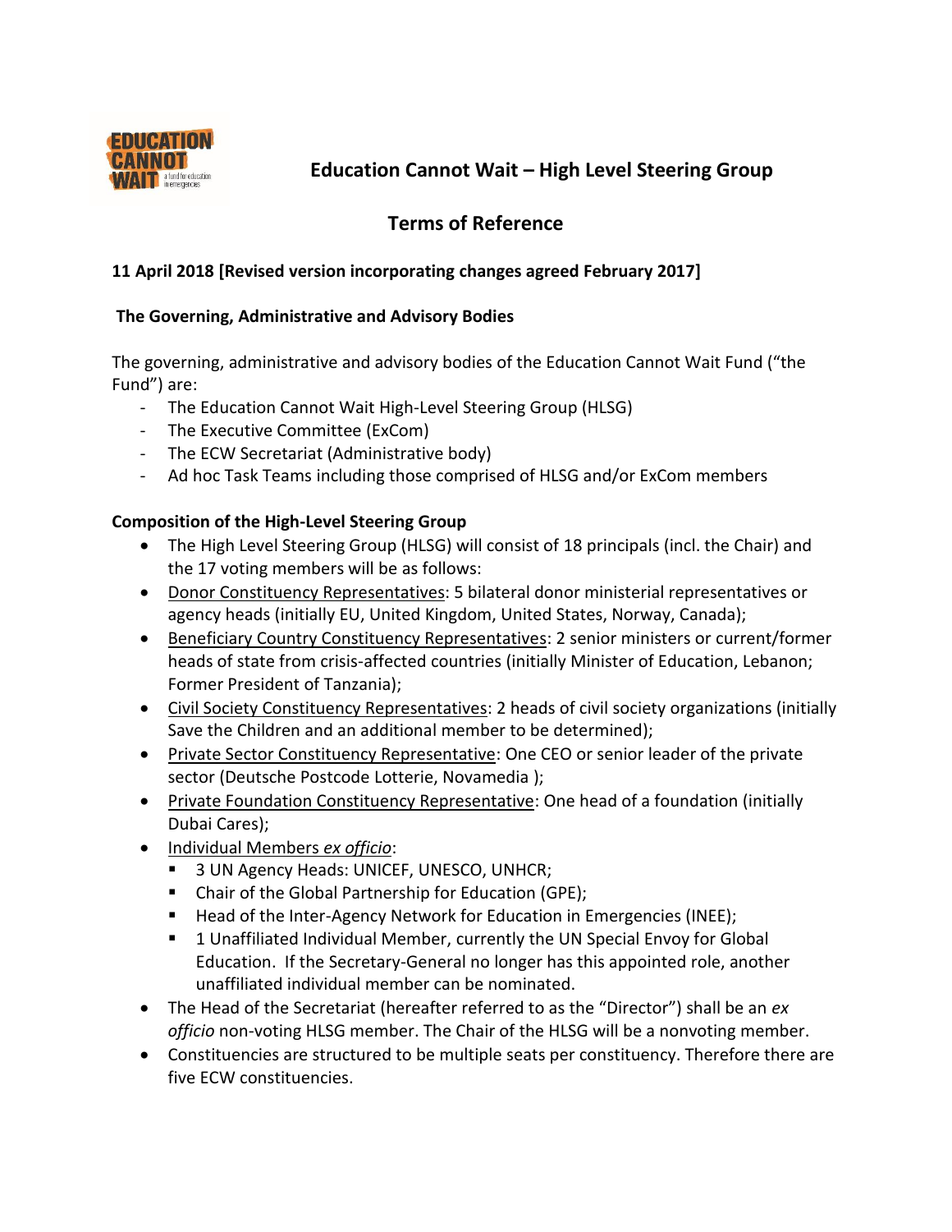# Education Cannot Wait – High Level Steering Group

## Terms of Reference

**11 April 2018 [Revised version incorporating changes agreed February 2017]**

**The Governing, Administrative and Advisory Bodies**

The governing, administrative and advisory bodies of the Education Cannot Wait Fund ("the Fund") are:

- The Education Cannot Wait High-Level Steering Group (HLSG)
- The Executive Committee (ExCom)
- The ECW Secretariat (Administrative body)
- Ad hoc Task Teams including those comprised of HLSG and/or ExCom members

**Composition of the High-Level Steering Group**

- The High Level Steering Group (HLSG) will consist of 18 principals (incl. the Chair) and the 17 voting members will be as follows:
- <u>Donor Constituency Representatives</u>: 5 bilateral donor ministerial representatives or agency heads (initially EU, United Kingdom, United States, Norway, Canada);
- <u>Beneficiary Country Constituency Representatives</u>: 2 senior ministers or current/former heads of state from crisis-affected countries (initially Minister of Education, Lebanon; Former President of Tanzania);
- <u>Civil Society Constituency Representatives</u>: 2 heads of civil society organizations (initially Save the Children and an additional member to be determined);
- <u>Private Sector Constituency Representative</u>: One CEO or senior leader of the private sector (Deutsche Postcode Lotterie, Novamedia );
- <u>Private Foundation Constituency Representative</u>: One head of a foundation (initially Dubai Cares);
- <u>Individual Members *ex officio*</u>:
  - 3 UN Agency Heads: UNICEF, UNESCO, UNHCR;
  - Chair of the Global Partnership for Education (GPE);
  - Head of the Inter-Agency Network for Education in Emergencies (INEE);
  - 1 Unaffiliated Individual Member, currently the UN Special Envoy for Global Education. If the Secretary-General no longer has this appointed role, another unaffiliated individual member can be nominated.
- The Head of the Secretariat (hereafter referred to as the "Director") shall be an *ex officio* non-voting HLSG member. The Chair of the HLSG will be a nonvoting member.
- Constituencies are structured to be multiple seats per constituency. Therefore there are five ECW constituencies.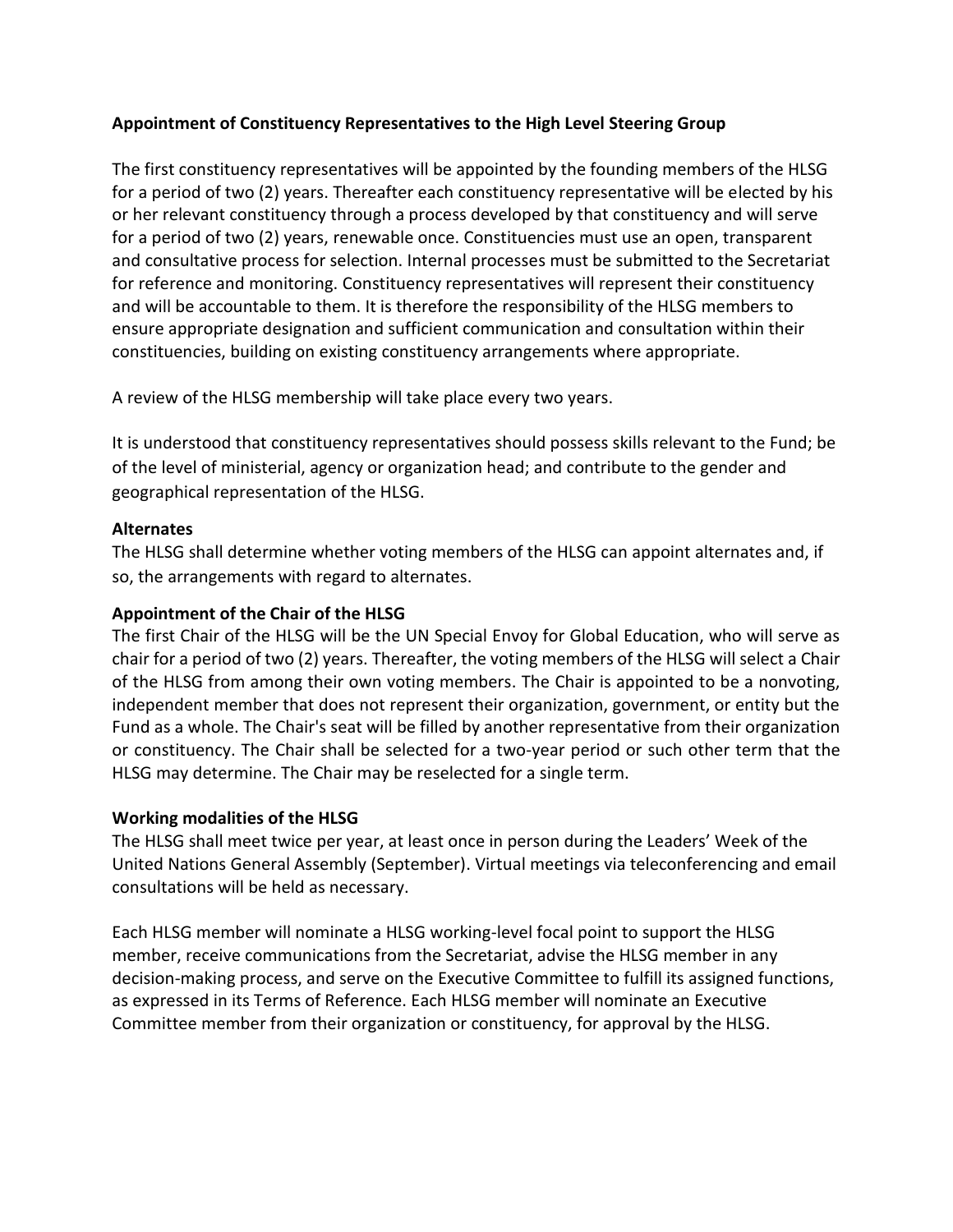**Appointment of Constituency Representatives to the High Level Steering Group**

The first constituency representatives will be appointed by the founding members of the HLSG for a period of two (2) years. Thereafter each constituency representative will be elected by his or her relevant constituency through a process developed by that constituency and will serve for a period of two (2) years, renewable once. Constituencies must use an open, transparent and consultative process for selection. Internal processes must be submitted to the Secretariat for reference and monitoring. Constituency representatives will represent their constituency and will be accountable to them. It is therefore the responsibility of the HLSG members to ensure appropriate designation and sufficient communication and consultation within their constituencies, building on existing constituency arrangements where appropriate.

A review of the HLSG membership will take place every two years.

It is understood that constituency representatives should possess skills relevant to the Fund; be of the level of ministerial, agency or organization head; and contribute to the gender and geographical representation of the HLSG.

**Alternates**

The HLSG shall determine whether voting members of the HLSG can appoint alternates and, if so, the arrangements with regard to alternates.

**Appointment of the Chair of the HLSG**

The first Chair of the HLSG will be the UN Special Envoy for Global Education, who will serve as chair for a period of two (2) years. Thereafter, the voting members of the HLSG will select a Chair of the HLSG from among their own voting members. The Chair is appointed to be a nonvoting, independent member that does not represent their organization, government, or entity but the Fund as a whole. The Chair's seat will be filled by another representative from their organization or constituency. The Chair shall be selected for a two-year period or such other term that the HLSG may determine. The Chair may be reselected for a single term.

**Working modalities of the HLSG**

The HLSG shall meet twice per year, at least once in person during the Leaders' Week of the United Nations General Assembly (September). Virtual meetings via teleconferencing and email consultations will be held as necessary.

Each HLSG member will nominate a HLSG working-level focal point to support the HLSG member, receive communications from the Secretariat, advise the HLSG member in any decision-making process, and serve on the Executive Committee to fulfill its assigned functions, as expressed in its Terms of Reference. Each HLSG member will nominate an Executive Committee member from their organization or constituency, for approval by the HLSG.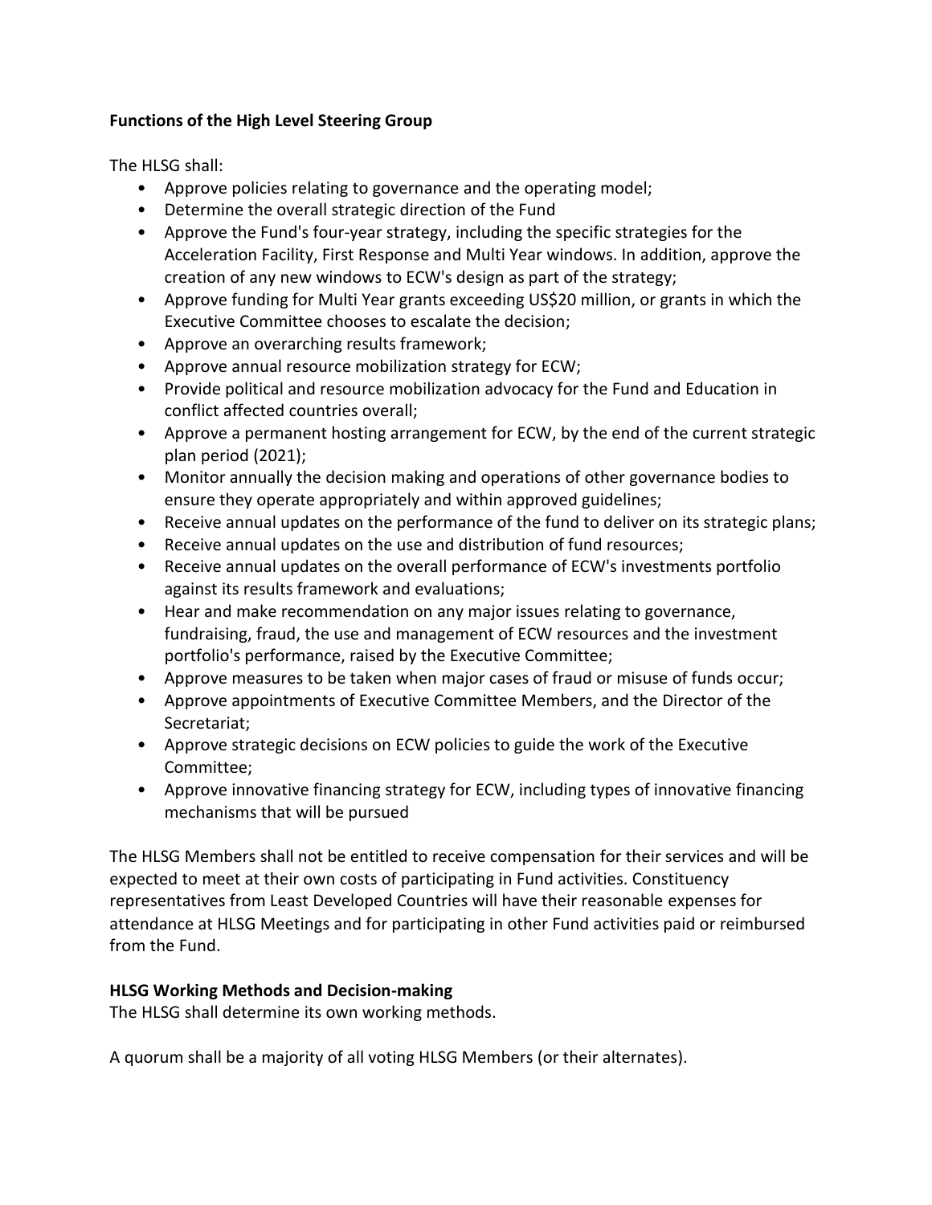**Functions of the High Level Steering Group**

The HLSG shall:

- Approve policies relating to governance and the operating model;
- Determine the overall strategic direction of the Fund
- Approve the Fund's four-year strategy, including the specific strategies for the Acceleration Facility, First Response and Multi Year windows. In addition, approve the creation of any new windows to ECW's design as part of the strategy;
- Approve funding for Multi Year grants exceeding US$20 million, or grants in which the Executive Committee chooses to escalate the decision;
- Approve an overarching results framework;
- Approve annual resource mobilization strategy for ECW;
- Provide political and resource mobilization advocacy for the Fund and Education in conflict affected countries overall;
- Approve a permanent hosting arrangement for ECW, by the end of the current strategic plan period (2021);
- Monitor annually the decision making and operations of other governance bodies to ensure they operate appropriately and within approved guidelines;
- Receive annual updates on the performance of the fund to deliver on its strategic plans;
- Receive annual updates on the use and distribution of fund resources;
- Receive annual updates on the overall performance of ECW's investments portfolio against its results framework and evaluations;
- Hear and make recommendation on any major issues relating to governance, fundraising, fraud, the use and management of ECW resources and the investment portfolio's performance, raised by the Executive Committee;
- Approve measures to be taken when major cases of fraud or misuse of funds occur;
- Approve appointments of Executive Committee Members, and the Director of the Secretariat;
- Approve strategic decisions on ECW policies to guide the work of the Executive Committee;
- Approve innovative financing strategy for ECW, including types of innovative financing mechanisms that will be pursued

The HLSG Members shall not be entitled to receive compensation for their services and will be expected to meet at their own costs of participating in Fund activities. Constituency representatives from Least Developed Countries will have their reasonable expenses for attendance at HLSG Meetings and for participating in other Fund activities paid or reimbursed from the Fund.

**HLSG Working Methods and Decision-making**

The HLSG shall determine its own working methods.

A quorum shall be a majority of all voting HLSG Members (or their alternates).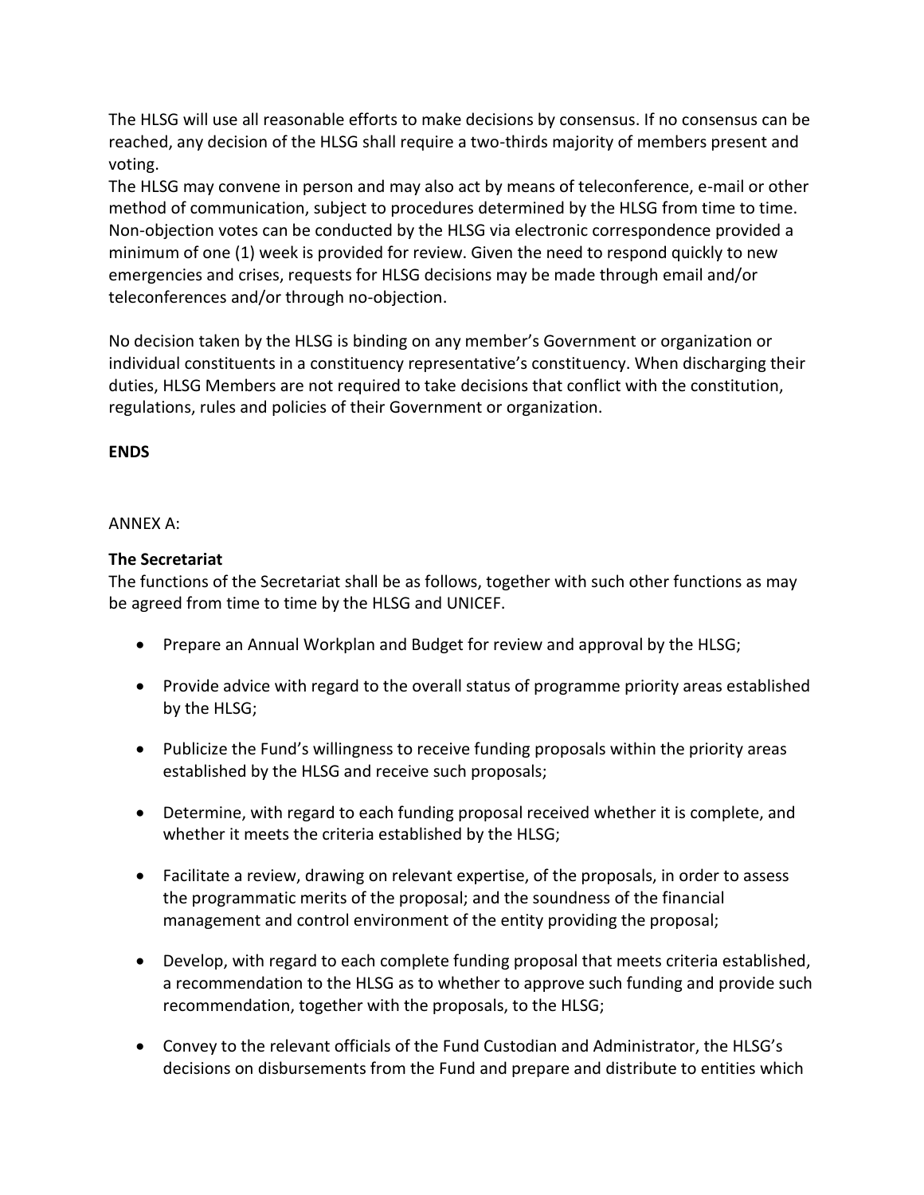The HLSG will use all reasonable efforts to make decisions by consensus. If no consensus can be reached, any decision of the HLSG shall require a two-thirds majority of members present and voting.

The HLSG may convene in person and may also act by means of teleconference, e-mail or other method of communication, subject to procedures determined by the HLSG from time to time. Non-objection votes can be conducted by the HLSG via electronic correspondence provided a minimum of one (1) week is provided for review. Given the need to respond quickly to new emergencies and crises, requests for HLSG decisions may be made through email and/or teleconferences and/or through no-objection.

No decision taken by the HLSG is binding on any member's Government or organization or individual constituents in a constituency representative's constituency. When discharging their duties, HLSG Members are not required to take decisions that conflict with the constitution, regulations, rules and policies of their Government or organization.

**ENDS**

ANNEX A:

**The Secretariat**

The functions of the Secretariat shall be as follows, together with such other functions as may be agreed from time to time by the HLSG and UNICEF.

- Prepare an Annual Workplan and Budget for review and approval by the HLSG;
- Provide advice with regard to the overall status of programme priority areas established by the HLSG;
- Publicize the Fund's willingness to receive funding proposals within the priority areas established by the HLSG and receive such proposals;
- Determine, with regard to each funding proposal received whether it is complete, and whether it meets the criteria established by the HLSG;
- Facilitate a review, drawing on relevant expertise, of the proposals, in order to assess the programmatic merits of the proposal; and the soundness of the financial management and control environment of the entity providing the proposal;
- Develop, with regard to each complete funding proposal that meets criteria established, a recommendation to the HLSG as to whether to approve such funding and provide such recommendation, together with the proposals, to the HLSG;
- Convey to the relevant officials of the Fund Custodian and Administrator, the HLSG's decisions on disbursements from the Fund and prepare and distribute to entities which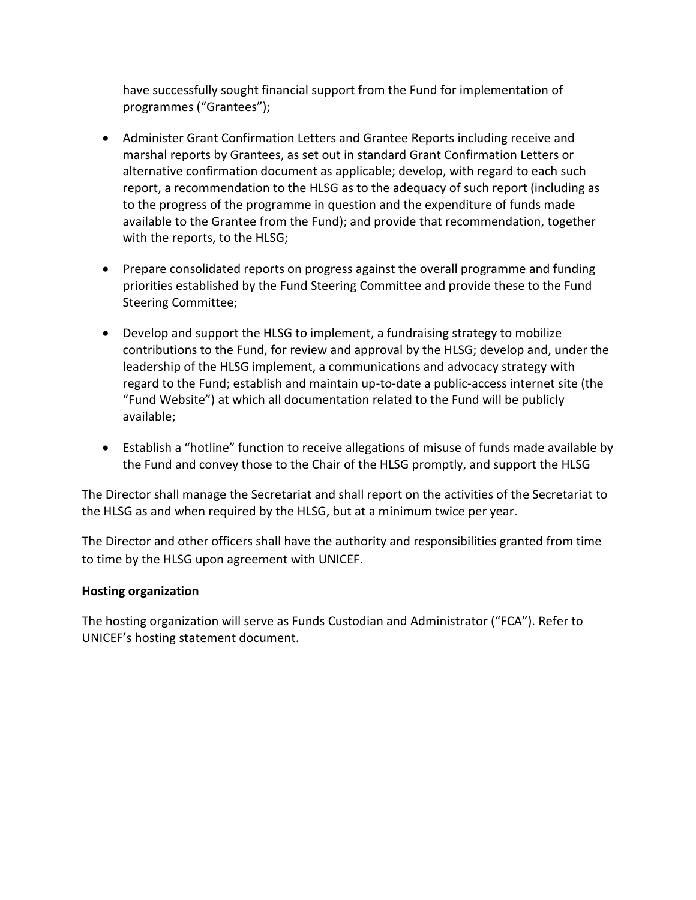have successfully sought financial support from the Fund for implementation of programmes ("Grantees");

- Administer Grant Confirmation Letters and Grantee Reports including receive and marshal reports by Grantees, as set out in standard Grant Confirmation Letters or alternative confirmation document as applicable; develop, with regard to each such report, a recommendation to the HLSG as to the adequacy of such report (including as to the progress of the programme in question and the expenditure of funds made available to the Grantee from the Fund); and provide that recommendation, together with the reports, to the HLSG;

- Prepare consolidated reports on progress against the overall programme and funding priorities established by the Fund Steering Committee and provide these to the Fund Steering Committee;

- Develop and support the HLSG to implement, a fundraising strategy to mobilize contributions to the Fund, for review and approval by the HLSG; develop and, under the leadership of the HLSG implement, a communications and advocacy strategy with regard to the Fund; establish and maintain up-to-date a public-access internet site (the "Fund Website") at which all documentation related to the Fund will be publicly available;

- Establish a "hotline" function to receive allegations of misuse of funds made available by the Fund and convey those to the Chair of the HLSG promptly, and support the HLSG

The Director shall manage the Secretariat and shall report on the activities of the Secretariat to the HLSG as and when required by the HLSG, but at a minimum twice per year.

The Director and other officers shall have the authority and responsibilities granted from time to time by the HLSG upon agreement with UNICEF.

**Hosting organization**

The hosting organization will serve as Funds Custodian and Administrator ("FCA"). Refer to UNICEF's hosting statement document.